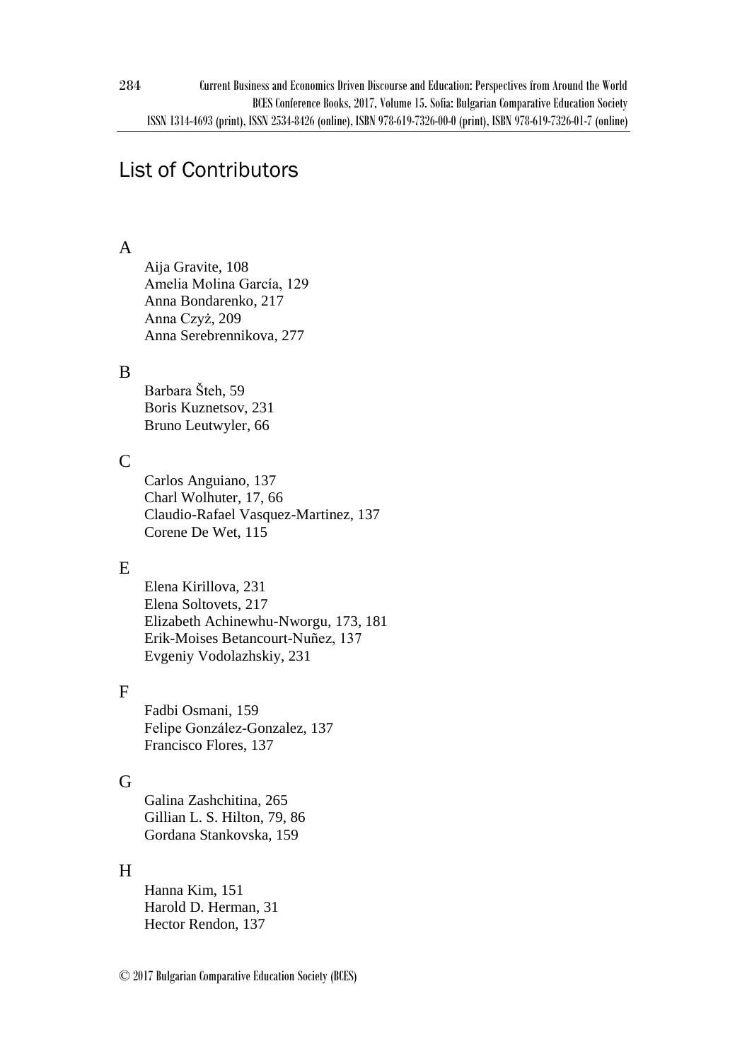# List of Contributors

## A

Aija Gravite, 108
Amelia Molina García, 129
Anna Bondarenko, 217
Anna Czyż, 209
Anna Serebrennikova, 277

## B

Barbara Šteh, 59
Boris Kuznetsov, 231
Bruno Leutwyler, 66

## C

Carlos Anguiano, 137
Charl Wolhuter, 17, 66
Claudio-Rafael Vasquez-Martinez, 137
Corene De Wet, 115

## E

Elena Kirillova, 231
Elena Soltovets, 217
Elizabeth Achinewhu-Nworgu, 173, 181
Erik-Moises Betancourt-Nuñez, 137
Evgeniy Vodolazhskiy, 231

## F

Fadbi Osmani, 159
Felipe González-Gonzalez, 137
Francisco Flores, 137

## G

Galina Zashchitina, 265
Gillian L. S. Hilton, 79, 86
Gordana Stankovska, 159

## H

Hanna Kim, 151
Harold D. Herman, 31
Hector Rendon, 137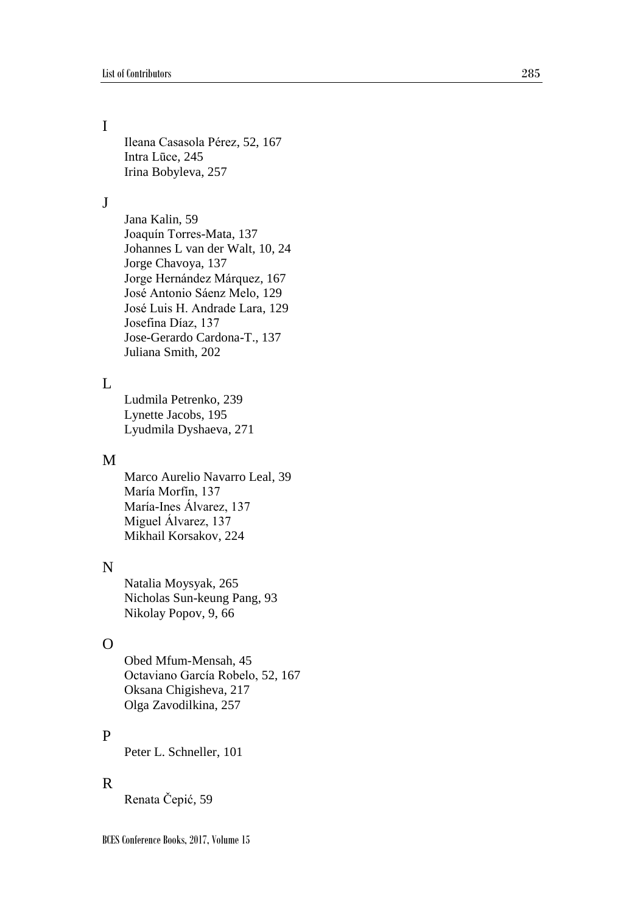## I

Ileana Casasola Pérez, 52, 167
Intra Lūce, 245
Irina Bobyleva, 257

## J

Jana Kalin, 59
Joaquín Torres-Mata, 137
Johannes L van der Walt, 10, 24
Jorge Chavoya, 137
Jorge Hernández Márquez, 167
José Antonio Sáenz Melo, 129
José Luis H. Andrade Lara, 129
Josefina Díaz, 137
Jose-Gerardo Cardona-T., 137
Juliana Smith, 202

## L

Ludmila Petrenko, 239
Lynette Jacobs, 195
Lyudmila Dyshaeva, 271

## M

Marco Aurelio Navarro Leal, 39
María Morfín, 137
María-Ines Álvarez, 137
Miguel Álvarez, 137
Mikhail Korsakov, 224

## N

Natalia Moysyak, 265
Nicholas Sun-keung Pang, 93
Nikolay Popov, 9, 66

## O

Obed Mfum-Mensah, 45
Octaviano García Robelo, 52, 167
Oksana Chigisheva, 217
Olga Zavodilkina, 257

## P

Peter L. Schneller, 101

## R

Renata Čepić, 59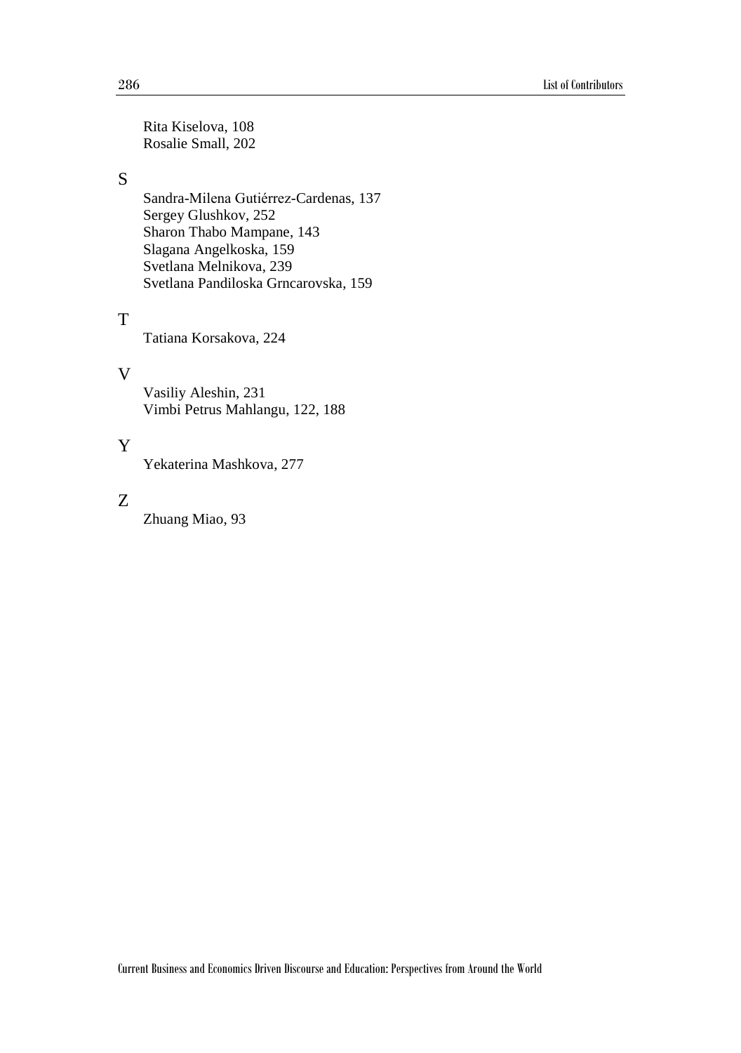Rita Kiselova, 108
Rosalie Small, 202

## S

Sandra-Milena Gutiérrez-Cardenas, 137
Sergey Glushkov, 252
Sharon Thabo Mampane, 143
Slagana Angelkoska, 159
Svetlana Melnikova, 239
Svetlana Pandiloska Grncarovska, 159

## T

Tatiana Korsakova, 224

## V

Vasiliy Aleshin, 231
Vimbi Petrus Mahlangu, 122, 188

## Y

Yekaterina Mashkova, 277

## Z

Zhuang Miao, 93